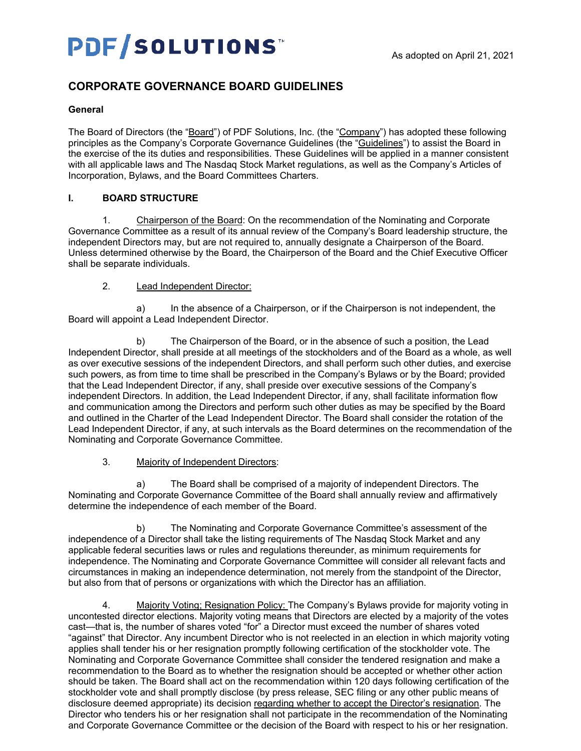PDF/SOLUTIONS™

As adopted on April 21, 2021

# CORPORATE GOVERNANCE BOARD GUIDELINES

**General**

The Board of Directors (the "Board") of PDF Solutions, Inc. (the "Company") has adopted these following principles as the Company's Corporate Governance Guidelines (the "Guidelines") to assist the Board in the exercise of the its duties and responsibilities. These Guidelines will be applied in a manner consistent with all applicable laws and The Nasdaq Stock Market regulations, as well as the Company's Articles of Incorporation, Bylaws, and the Board Committees Charters.

## I. BOARD STRUCTURE

1. Chairperson of the Board: On the recommendation of the Nominating and Corporate Governance Committee as a result of its annual review of the Company's Board leadership structure, the independent Directors may, but are not required to, annually designate a Chairperson of the Board. Unless determined otherwise by the Board, the Chairperson of the Board and the Chief Executive Officer shall be separate individuals.

2. Lead Independent Director:

a) In the absence of a Chairperson, or if the Chairperson is not independent, the Board will appoint a Lead Independent Director.

b) The Chairperson of the Board, or in the absence of such a position, the Lead Independent Director, shall preside at all meetings of the stockholders and of the Board as a whole, as well as over executive sessions of the independent Directors, and shall perform such other duties, and exercise such powers, as from time to time shall be prescribed in the Company's Bylaws or by the Board; provided that the Lead Independent Director, if any, shall preside over executive sessions of the Company's independent Directors. In addition, the Lead Independent Director, if any, shall facilitate information flow and communication among the Directors and perform such other duties as may be specified by the Board and outlined in the Charter of the Lead Independent Director. The Board shall consider the rotation of the Lead Independent Director, if any, at such intervals as the Board determines on the recommendation of the Nominating and Corporate Governance Committee.

3. Majority of Independent Directors:

a) The Board shall be comprised of a majority of independent Directors. The Nominating and Corporate Governance Committee of the Board shall annually review and affirmatively determine the independence of each member of the Board.

b) The Nominating and Corporate Governance Committee's assessment of the independence of a Director shall take the listing requirements of The Nasdaq Stock Market and any applicable federal securities laws or rules and regulations thereunder, as minimum requirements for independence. The Nominating and Corporate Governance Committee will consider all relevant facts and circumstances in making an independence determination, not merely from the standpoint of the Director, but also from that of persons or organizations with which the Director has an affiliation.

4. Majority Voting; Resignation Policy: The Company's Bylaws provide for majority voting in uncontested director elections. Majority voting means that Directors are elected by a majority of the votes cast—that is, the number of shares voted "for" a Director must exceed the number of shares voted "against" that Director. Any incumbent Director who is not reelected in an election in which majority voting applies shall tender his or her resignation promptly following certification of the stockholder vote. The Nominating and Corporate Governance Committee shall consider the tendered resignation and make a recommendation to the Board as to whether the resignation should be accepted or whether other action should be taken. The Board shall act on the recommendation within 120 days following certification of the stockholder vote and shall promptly disclose (by press release, SEC filing or any other public means of disclosure deemed appropriate) its decision regarding whether to accept the Director's resignation. The Director who tenders his or her resignation shall not participate in the recommendation of the Nominating and Corporate Governance Committee or the decision of the Board with respect to his or her resignation.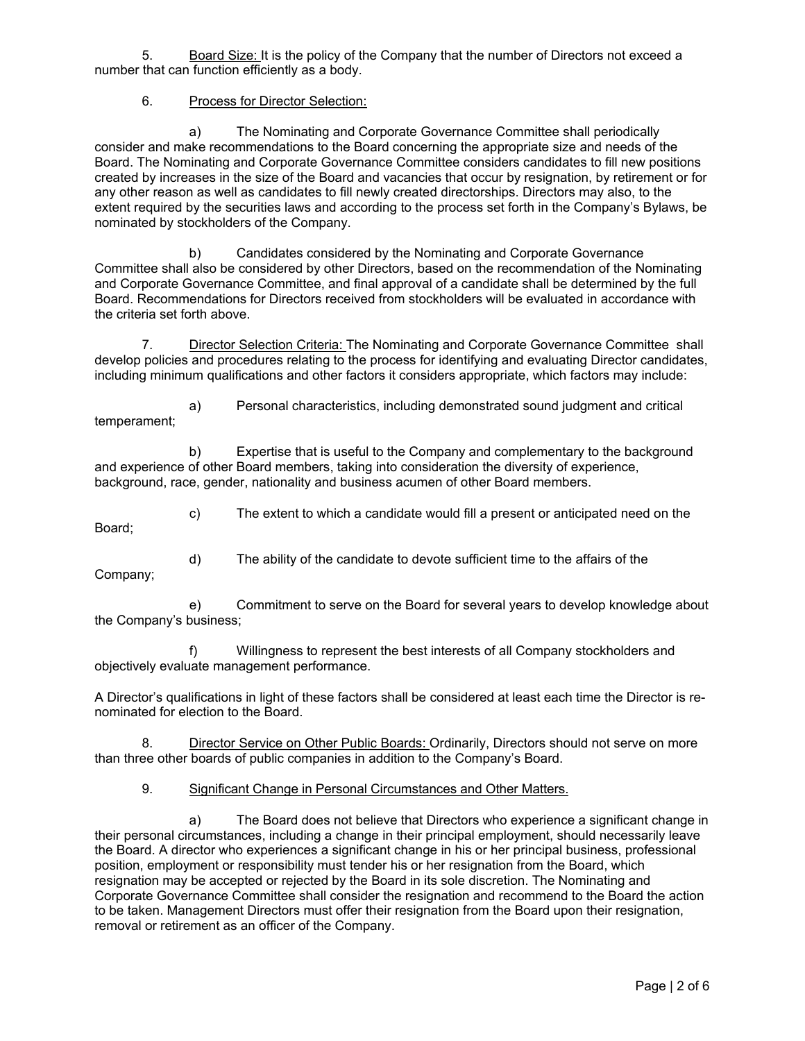5. Board Size: It is the policy of the Company that the number of Directors not exceed a number that can function efficiently as a body.

6. Process for Director Selection:

a) The Nominating and Corporate Governance Committee shall periodically consider and make recommendations to the Board concerning the appropriate size and needs of the Board. The Nominating and Corporate Governance Committee considers candidates to fill new positions created by increases in the size of the Board and vacancies that occur by resignation, by retirement or for any other reason as well as candidates to fill newly created directorships. Directors may also, to the extent required by the securities laws and according to the process set forth in the Company's Bylaws, be nominated by stockholders of the Company.

b) Candidates considered by the Nominating and Corporate Governance Committee shall also be considered by other Directors, based on the recommendation of the Nominating and Corporate Governance Committee, and final approval of a candidate shall be determined by the full Board. Recommendations for Directors received from stockholders will be evaluated in accordance with the criteria set forth above.

7. Director Selection Criteria: The Nominating and Corporate Governance Committee shall develop policies and procedures relating to the process for identifying and evaluating Director candidates, including minimum qualifications and other factors it considers appropriate, which factors may include:

a) Personal characteristics, including demonstrated sound judgment and critical temperament;

b) Expertise that is useful to the Company and complementary to the background and experience of other Board members, taking into consideration the diversity of experience, background, race, gender, nationality and business acumen of other Board members.

c) The extent to which a candidate would fill a present or anticipated need on the Board;

d) The ability of the candidate to devote sufficient time to the affairs of the Company;

e) Commitment to serve on the Board for several years to develop knowledge about the Company's business;

f) Willingness to represent the best interests of all Company stockholders and objectively evaluate management performance.

A Director's qualifications in light of these factors shall be considered at least each time the Director is re-nominated for election to the Board.

8. Director Service on Other Public Boards: Ordinarily, Directors should not serve on more than three other boards of public companies in addition to the Company's Board.

9. Significant Change in Personal Circumstances and Other Matters.

a) The Board does not believe that Directors who experience a significant change in their personal circumstances, including a change in their principal employment, should necessarily leave the Board. A director who experiences a significant change in his or her principal business, professional position, employment or responsibility must tender his or her resignation from the Board, which resignation may be accepted or rejected by the Board in its sole discretion. The Nominating and Corporate Governance Committee shall consider the resignation and recommend to the Board the action to be taken. Management Directors must offer their resignation from the Board upon their resignation, removal or retirement as an officer of the Company.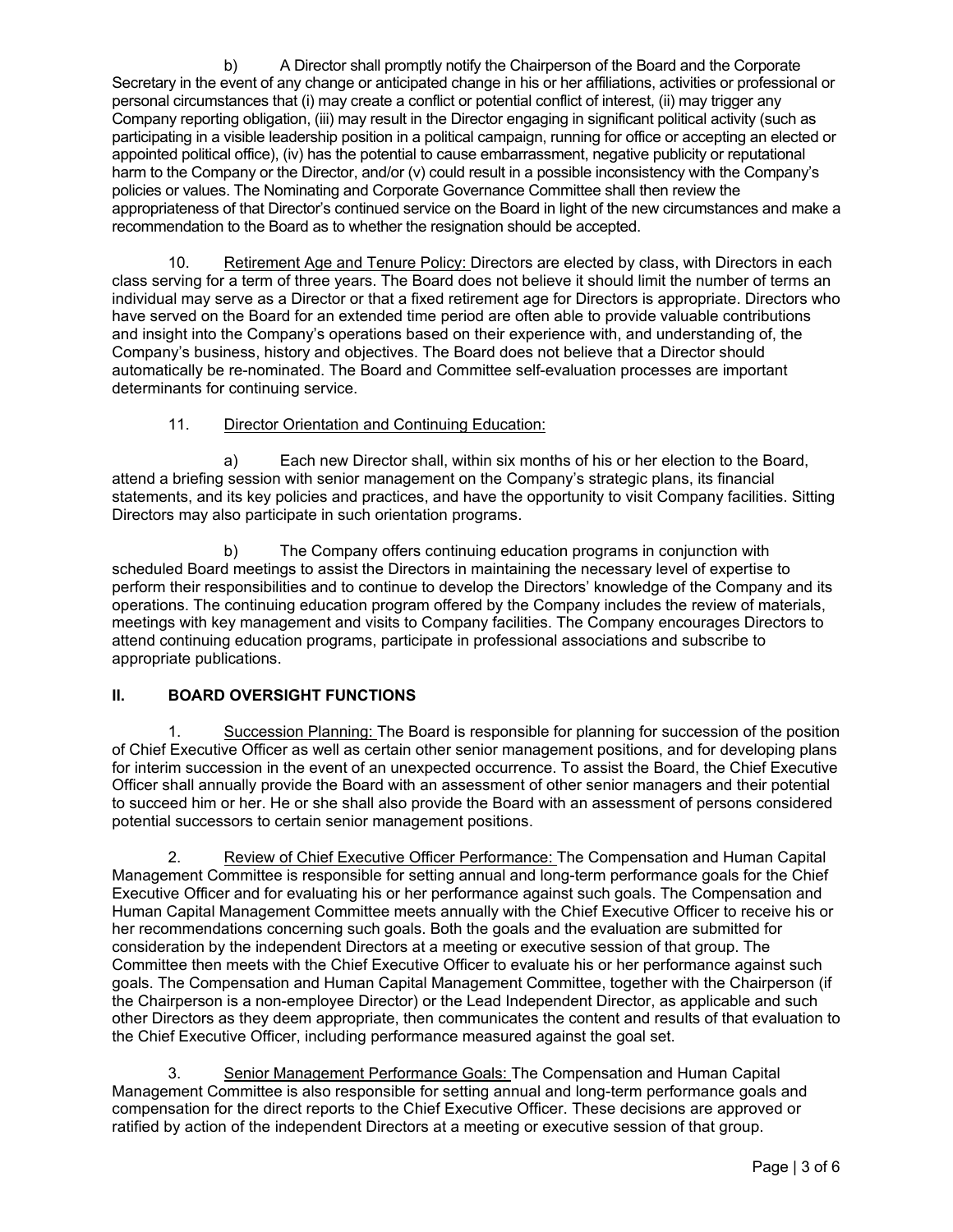b) A Director shall promptly notify the Chairperson of the Board and the Corporate Secretary in the event of any change or anticipated change in his or her affiliations, activities or professional or personal circumstances that (i) may create a conflict or potential conflict of interest, (ii) may trigger any Company reporting obligation, (iii) may result in the Director engaging in significant political activity (such as participating in a visible leadership position in a political campaign, running for office or accepting an elected or appointed political office), (iv) has the potential to cause embarrassment, negative publicity or reputational harm to the Company or the Director, and/or (v) could result in a possible inconsistency with the Company's policies or values. The Nominating and Corporate Governance Committee shall then review the appropriateness of that Director's continued service on the Board in light of the new circumstances and make a recommendation to the Board as to whether the resignation should be accepted.

10. Retirement Age and Tenure Policy: Directors are elected by class, with Directors in each class serving for a term of three years. The Board does not believe it should limit the number of terms an individual may serve as a Director or that a fixed retirement age for Directors is appropriate. Directors who have served on the Board for an extended time period are often able to provide valuable contributions and insight into the Company's operations based on their experience with, and understanding of, the Company's business, history and objectives. The Board does not believe that a Director should automatically be re-nominated. The Board and Committee self-evaluation processes are important determinants for continuing service.

11. Director Orientation and Continuing Education:

a) Each new Director shall, within six months of his or her election to the Board, attend a briefing session with senior management on the Company's strategic plans, its financial statements, and its key policies and practices, and have the opportunity to visit Company facilities. Sitting Directors may also participate in such orientation programs.

b) The Company offers continuing education programs in conjunction with scheduled Board meetings to assist the Directors in maintaining the necessary level of expertise to perform their responsibilities and to continue to develop the Directors' knowledge of the Company and its operations. The continuing education program offered by the Company includes the review of materials, meetings with key management and visits to Company facilities. The Company encourages Directors to attend continuing education programs, participate in professional associations and subscribe to appropriate publications.

## II. BOARD OVERSIGHT FUNCTIONS

1. Succession Planning: The Board is responsible for planning for succession of the position of Chief Executive Officer as well as certain other senior management positions, and for developing plans for interim succession in the event of an unexpected occurrence. To assist the Board, the Chief Executive Officer shall annually provide the Board with an assessment of other senior managers and their potential to succeed him or her. He or she shall also provide the Board with an assessment of persons considered potential successors to certain senior management positions.

2. Review of Chief Executive Officer Performance: The Compensation and Human Capital Management Committee is responsible for setting annual and long-term performance goals for the Chief Executive Officer and for evaluating his or her performance against such goals. The Compensation and Human Capital Management Committee meets annually with the Chief Executive Officer to receive his or her recommendations concerning such goals. Both the goals and the evaluation are submitted for consideration by the independent Directors at a meeting or executive session of that group. The Committee then meets with the Chief Executive Officer to evaluate his or her performance against such goals. The Compensation and Human Capital Management Committee, together with the Chairperson (if the Chairperson is a non-employee Director) or the Lead Independent Director, as applicable and such other Directors as they deem appropriate, then communicates the content and results of that evaluation to the Chief Executive Officer, including performance measured against the goal set.

3. Senior Management Performance Goals: The Compensation and Human Capital Management Committee is also responsible for setting annual and long-term performance goals and compensation for the direct reports to the Chief Executive Officer. These decisions are approved or ratified by action of the independent Directors at a meeting or executive session of that group.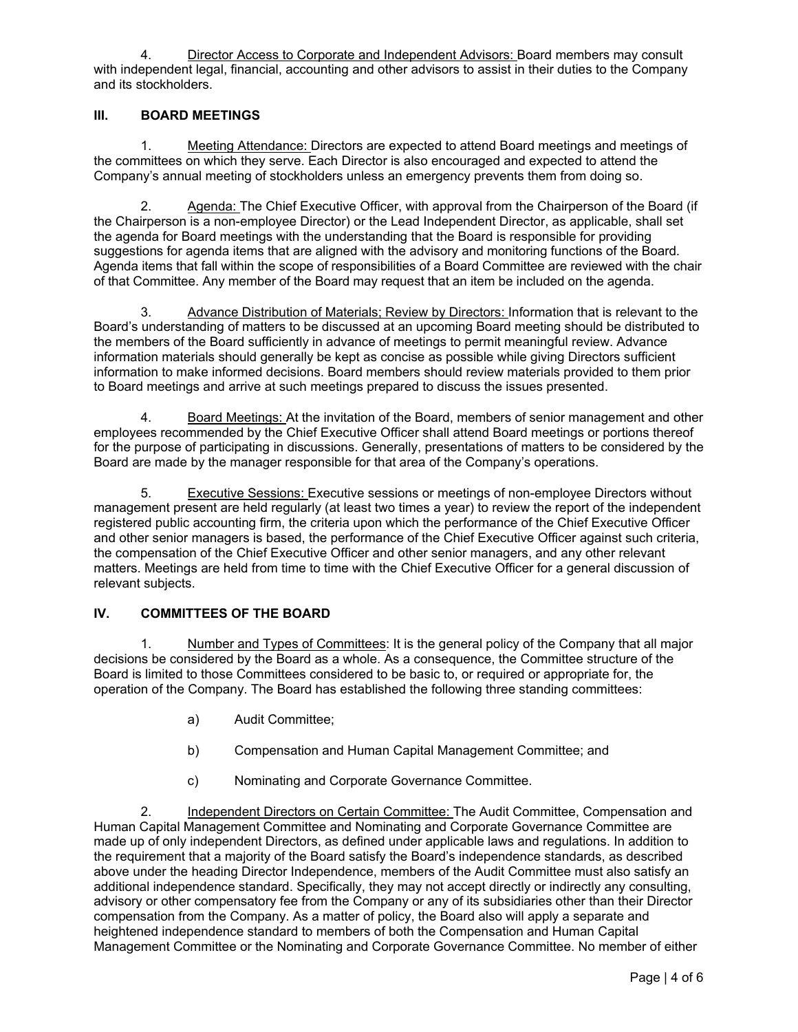4. Director Access to Corporate and Independent Advisors: Board members may consult with independent legal, financial, accounting and other advisors to assist in their duties to the Company and its stockholders.

## III. BOARD MEETINGS

1. Meeting Attendance: Directors are expected to attend Board meetings and meetings of the committees on which they serve. Each Director is also encouraged and expected to attend the Company's annual meeting of stockholders unless an emergency prevents them from doing so.

2. Agenda: The Chief Executive Officer, with approval from the Chairperson of the Board (if the Chairperson is a non-employee Director) or the Lead Independent Director, as applicable, shall set the agenda for Board meetings with the understanding that the Board is responsible for providing suggestions for agenda items that are aligned with the advisory and monitoring functions of the Board. Agenda items that fall within the scope of responsibilities of a Board Committee are reviewed with the chair of that Committee. Any member of the Board may request that an item be included on the agenda.

3. Advance Distribution of Materials; Review by Directors: Information that is relevant to the Board's understanding of matters to be discussed at an upcoming Board meeting should be distributed to the members of the Board sufficiently in advance of meetings to permit meaningful review. Advance information materials should generally be kept as concise as possible while giving Directors sufficient information to make informed decisions. Board members should review materials provided to them prior to Board meetings and arrive at such meetings prepared to discuss the issues presented.

4. Board Meetings: At the invitation of the Board, members of senior management and other employees recommended by the Chief Executive Officer shall attend Board meetings or portions thereof for the purpose of participating in discussions. Generally, presentations of matters to be considered by the Board are made by the manager responsible for that area of the Company's operations.

5. Executive Sessions: Executive sessions or meetings of non-employee Directors without management present are held regularly (at least two times a year) to review the report of the independent registered public accounting firm, the criteria upon which the performance of the Chief Executive Officer and other senior managers is based, the performance of the Chief Executive Officer against such criteria, the compensation of the Chief Executive Officer and other senior managers, and any other relevant matters. Meetings are held from time to time with the Chief Executive Officer for a general discussion of relevant subjects.

## IV. COMMITTEES OF THE BOARD

1. Number and Types of Committees: It is the general policy of the Company that all major decisions be considered by the Board as a whole. As a consequence, the Committee structure of the Board is limited to those Committees considered to be basic to, or required or appropriate for, the operation of the Company. The Board has established the following three standing committees:

a) Audit Committee;

b) Compensation and Human Capital Management Committee; and

c) Nominating and Corporate Governance Committee.

2. Independent Directors on Certain Committee: The Audit Committee, Compensation and Human Capital Management Committee and Nominating and Corporate Governance Committee are made up of only independent Directors, as defined under applicable laws and regulations. In addition to the requirement that a majority of the Board satisfy the Board's independence standards, as described above under the heading Director Independence, members of the Audit Committee must also satisfy an additional independence standard. Specifically, they may not accept directly or indirectly any consulting, advisory or other compensatory fee from the Company or any of its subsidiaries other than their Director compensation from the Company. As a matter of policy, the Board also will apply a separate and heightened independence standard to members of both the Compensation and Human Capital Management Committee or the Nominating and Corporate Governance Committee. No member of either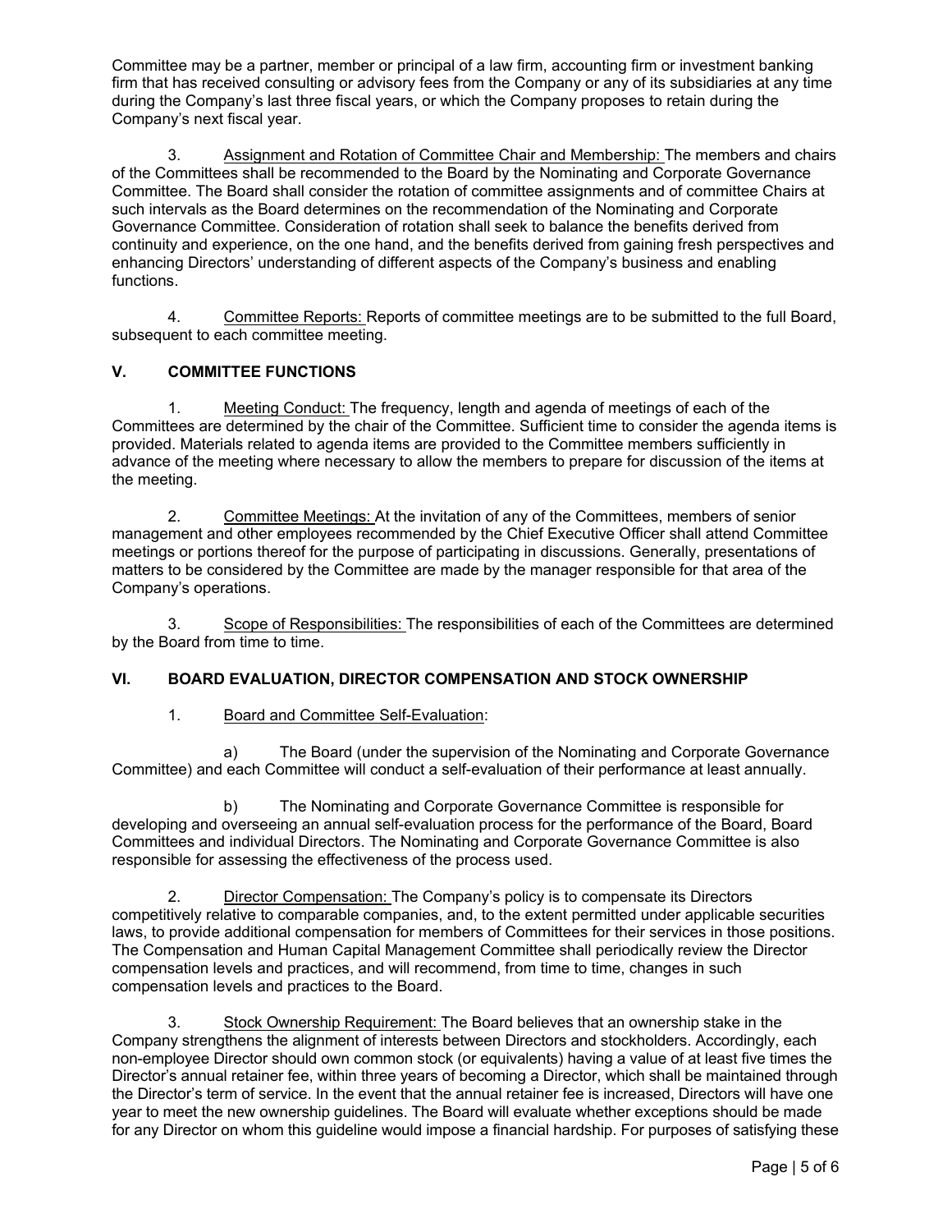Committee may be a partner, member or principal of a law firm, accounting firm or investment banking firm that has received consulting or advisory fees from the Company or any of its subsidiaries at any time during the Company's last three fiscal years, or which the Company proposes to retain during the Company's next fiscal year.

3. Assignment and Rotation of Committee Chair and Membership: The members and chairs of the Committees shall be recommended to the Board by the Nominating and Corporate Governance Committee. The Board shall consider the rotation of committee assignments and of committee Chairs at such intervals as the Board determines on the recommendation of the Nominating and Corporate Governance Committee. Consideration of rotation shall seek to balance the benefits derived from continuity and experience, on the one hand, and the benefits derived from gaining fresh perspectives and enhancing Directors' understanding of different aspects of the Company's business and enabling functions.

4. Committee Reports: Reports of committee meetings are to be submitted to the full Board, subsequent to each committee meeting.

## V. COMMITTEE FUNCTIONS

1. Meeting Conduct: The frequency, length and agenda of meetings of each of the Committees are determined by the chair of the Committee. Sufficient time to consider the agenda items is provided. Materials related to agenda items are provided to the Committee members sufficiently in advance of the meeting where necessary to allow the members to prepare for discussion of the items at the meeting.

2. Committee Meetings: At the invitation of any of the Committees, members of senior management and other employees recommended by the Chief Executive Officer shall attend Committee meetings or portions thereof for the purpose of participating in discussions. Generally, presentations of matters to be considered by the Committee are made by the manager responsible for that area of the Company's operations.

3. Scope of Responsibilities: The responsibilities of each of the Committees are determined by the Board from time to time.

## VI. BOARD EVALUATION, DIRECTOR COMPENSATION AND STOCK OWNERSHIP

1. Board and Committee Self-Evaluation:

a) The Board (under the supervision of the Nominating and Corporate Governance Committee) and each Committee will conduct a self-evaluation of their performance at least annually.

b) The Nominating and Corporate Governance Committee is responsible for developing and overseeing an annual self-evaluation process for the performance of the Board, Board Committees and individual Directors. The Nominating and Corporate Governance Committee is also responsible for assessing the effectiveness of the process used.

2. Director Compensation: The Company's policy is to compensate its Directors competitively relative to comparable companies, and, to the extent permitted under applicable securities laws, to provide additional compensation for members of Committees for their services in those positions. The Compensation and Human Capital Management Committee shall periodically review the Director compensation levels and practices, and will recommend, from time to time, changes in such compensation levels and practices to the Board.

3. Stock Ownership Requirement: The Board believes that an ownership stake in the Company strengthens the alignment of interests between Directors and stockholders. Accordingly, each non-employee Director should own common stock (or equivalents) having a value of at least five times the Director's annual retainer fee, within three years of becoming a Director, which shall be maintained through the Director's term of service. In the event that the annual retainer fee is increased, Directors will have one year to meet the new ownership guidelines. The Board will evaluate whether exceptions should be made for any Director on whom this guideline would impose a financial hardship. For purposes of satisfying these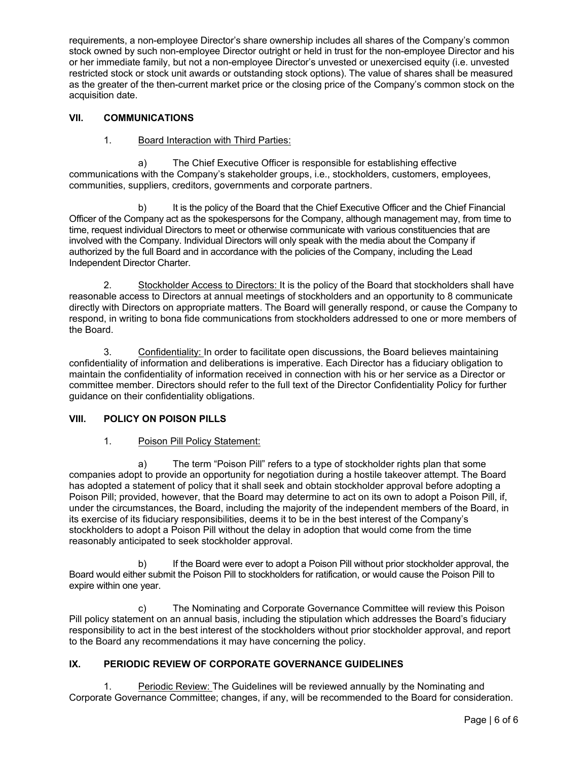requirements, a non-employee Director's share ownership includes all shares of the Company's common stock owned by such non-employee Director outright or held in trust for the non-employee Director and his or her immediate family, but not a non-employee Director's unvested or unexercised equity (i.e. unvested restricted stock or stock unit awards or outstanding stock options). The value of shares shall be measured as the greater of the then-current market price or the closing price of the Company's common stock on the acquisition date.

## VII. COMMUNICATIONS

1. Board Interaction with Third Parties:

a) The Chief Executive Officer is responsible for establishing effective communications with the Company's stakeholder groups, i.e., stockholders, customers, employees, communities, suppliers, creditors, governments and corporate partners.

b) It is the policy of the Board that the Chief Executive Officer and the Chief Financial Officer of the Company act as the spokespersons for the Company, although management may, from time to time, request individual Directors to meet or otherwise communicate with various constituencies that are involved with the Company. Individual Directors will only speak with the media about the Company if authorized by the full Board and in accordance with the policies of the Company, including the Lead Independent Director Charter.

2. Stockholder Access to Directors: It is the policy of the Board that stockholders shall have reasonable access to Directors at annual meetings of stockholders and an opportunity to 8 communicate directly with Directors on appropriate matters. The Board will generally respond, or cause the Company to respond, in writing to bona fide communications from stockholders addressed to one or more members of the Board.

3. Confidentiality: In order to facilitate open discussions, the Board believes maintaining confidentiality of information and deliberations is imperative. Each Director has a fiduciary obligation to maintain the confidentiality of information received in connection with his or her service as a Director or committee member. Directors should refer to the full text of the Director Confidentiality Policy for further guidance on their confidentiality obligations.

## VIII. POLICY ON POISON PILLS

1. Poison Pill Policy Statement:

a) The term "Poison Pill" refers to a type of stockholder rights plan that some companies adopt to provide an opportunity for negotiation during a hostile takeover attempt. The Board has adopted a statement of policy that it shall seek and obtain stockholder approval before adopting a Poison Pill; provided, however, that the Board may determine to act on its own to adopt a Poison Pill, if, under the circumstances, the Board, including the majority of the independent members of the Board, in its exercise of its fiduciary responsibilities, deems it to be in the best interest of the Company's stockholders to adopt a Poison Pill without the delay in adoption that would come from the time reasonably anticipated to seek stockholder approval.

b) If the Board were ever to adopt a Poison Pill without prior stockholder approval, the Board would either submit the Poison Pill to stockholders for ratification, or would cause the Poison Pill to expire within one year.

c) The Nominating and Corporate Governance Committee will review this Poison Pill policy statement on an annual basis, including the stipulation which addresses the Board's fiduciary responsibility to act in the best interest of the stockholders without prior stockholder approval, and report to the Board any recommendations it may have concerning the policy.

## IX. PERIODIC REVIEW OF CORPORATE GOVERNANCE GUIDELINES

1. Periodic Review: The Guidelines will be reviewed annually by the Nominating and Corporate Governance Committee; changes, if any, will be recommended to the Board for consideration.